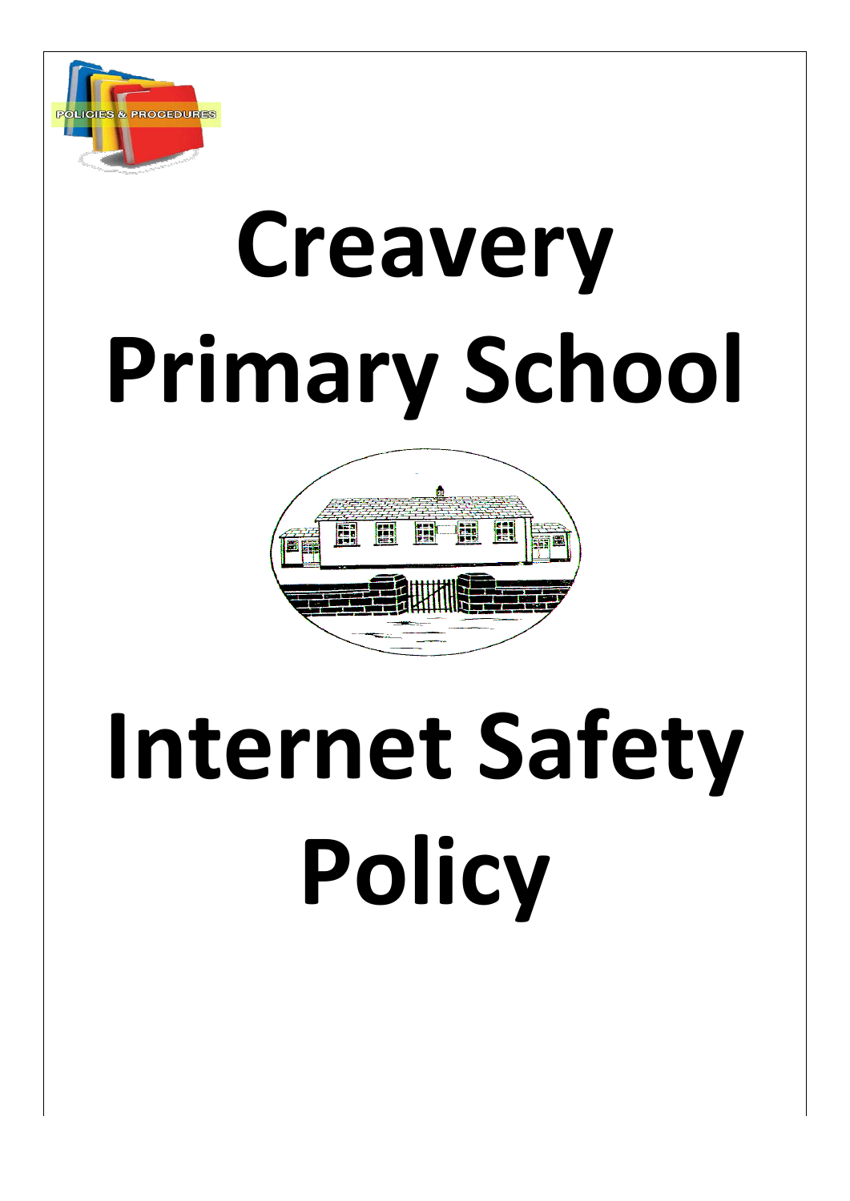POLICIES & PROCEDURES

# Creavery Primary School

# Internet Safety Policy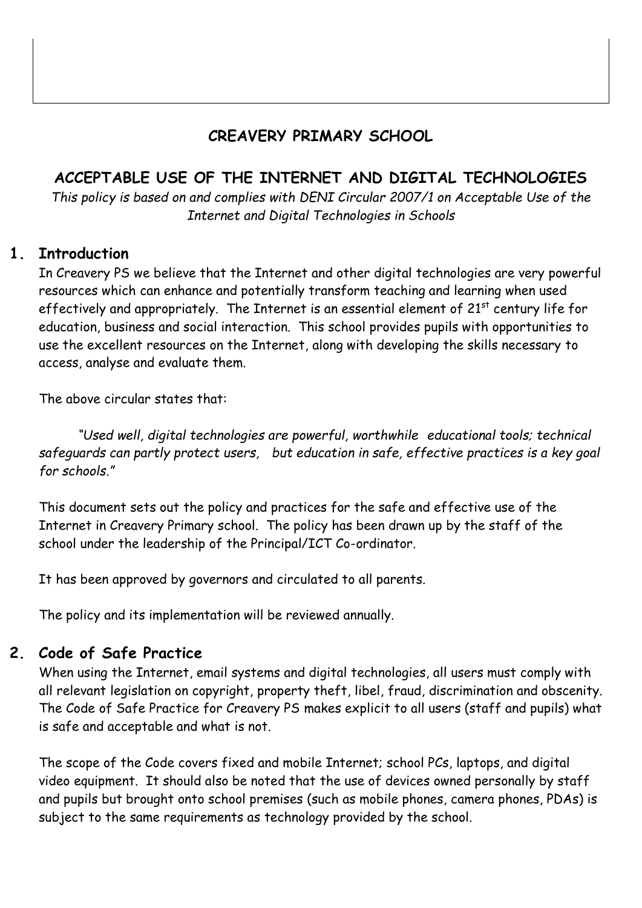# CREAVERY PRIMARY SCHOOL

## ACCEPTABLE USE OF THE INTERNET AND DIGITAL TECHNOLOGIES

*This policy is based on and complies with DENI Circular 2007/1 on Acceptable Use of the Internet and Digital Technologies in Schools*

## 1. Introduction

In Creavery PS we believe that the Internet and other digital technologies are very powerful resources which can enhance and potentially transform teaching and learning when used effectively and appropriately. The Internet is an essential element of 21st century life for education, business and social interaction. This school provides pupils with opportunities to use the excellent resources on the Internet, along with developing the skills necessary to access, analyse and evaluate them.

The above circular states that:

> *"Used well, digital technologies are powerful, worthwhile educational tools; technical safeguards can partly protect users, but education in safe, effective practices is a key goal for schools."*

This document sets out the policy and practices for the safe and effective use of the Internet in Creavery Primary school. The policy has been drawn up by the staff of the school under the leadership of the Principal/ICT Co-ordinator.

It has been approved by governors and circulated to all parents.

The policy and its implementation will be reviewed annually.

## 2. Code of Safe Practice

When using the Internet, email systems and digital technologies, all users must comply with all relevant legislation on copyright, property theft, libel, fraud, discrimination and obscenity. The Code of Safe Practice for Creavery PS makes explicit to all users (staff and pupils) what is safe and acceptable and what is not.

The scope of the Code covers fixed and mobile Internet; school PCs, laptops, and digital video equipment. It should also be noted that the use of devices owned personally by staff and pupils but brought onto school premises (such as mobile phones, camera phones, PDAs) is subject to the same requirements as technology provided by the school.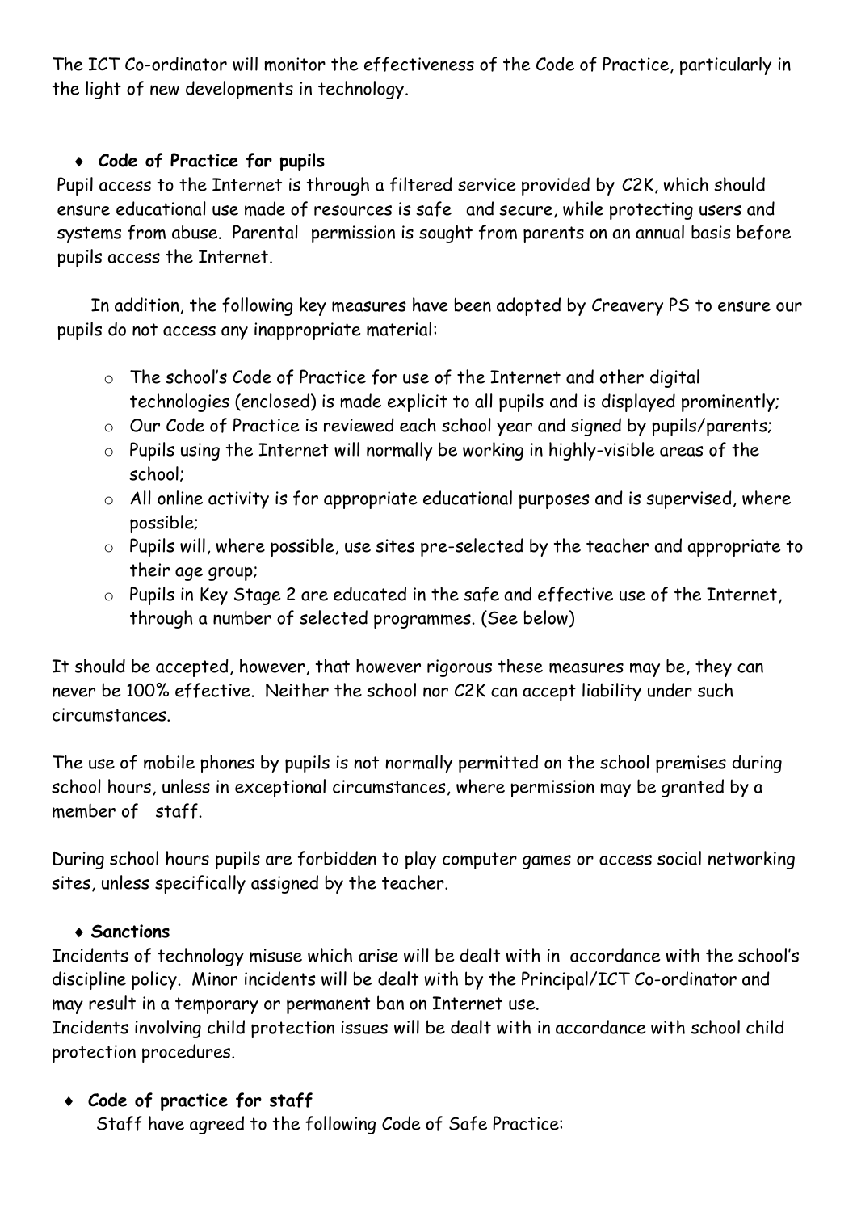The ICT Co-ordinator will monitor the effectiveness of the Code of Practice, particularly in the light of new developments in technology.

- **Code of Practice for pupils**

Pupil access to the Internet is through a filtered service provided by C2K, which should ensure educational use made of resources is safe and secure, while protecting users and systems from abuse. Parental permission is sought from parents on an annual basis before pupils access the Internet.

In addition, the following key measures have been adopted by Creavery PS to ensure our pupils do not access any inappropriate material:

- The school's Code of Practice for use of the Internet and other digital technologies (enclosed) is made explicit to all pupils and is displayed prominently;
- Our Code of Practice is reviewed each school year and signed by pupils/parents;
- Pupils using the Internet will normally be working in highly-visible areas of the school;
- All online activity is for appropriate educational purposes and is supervised, where possible;
- Pupils will, where possible, use sites pre-selected by the teacher and appropriate to their age group;
- Pupils in Key Stage 2 are educated in the safe and effective use of the Internet, through a number of selected programmes. (See below)

It should be accepted, however, that however rigorous these measures may be, they can never be 100% effective. Neither the school nor C2K can accept liability under such circumstances.

The use of mobile phones by pupils is not normally permitted on the school premises during school hours, unless in exceptional circumstances, where permission may be granted by a member of staff.

During school hours pupils are forbidden to play computer games or access social networking sites, unless specifically assigned by the teacher.

- **Sanctions**

Incidents of technology misuse which arise will be dealt with in accordance with the school's discipline policy. Minor incidents will be dealt with by the Principal/ICT Co-ordinator and may result in a temporary or permanent ban on Internet use.
Incidents involving child protection issues will be dealt with in accordance with school child protection procedures.

- **Code of practice for staff**

Staff have agreed to the following Code of Safe Practice: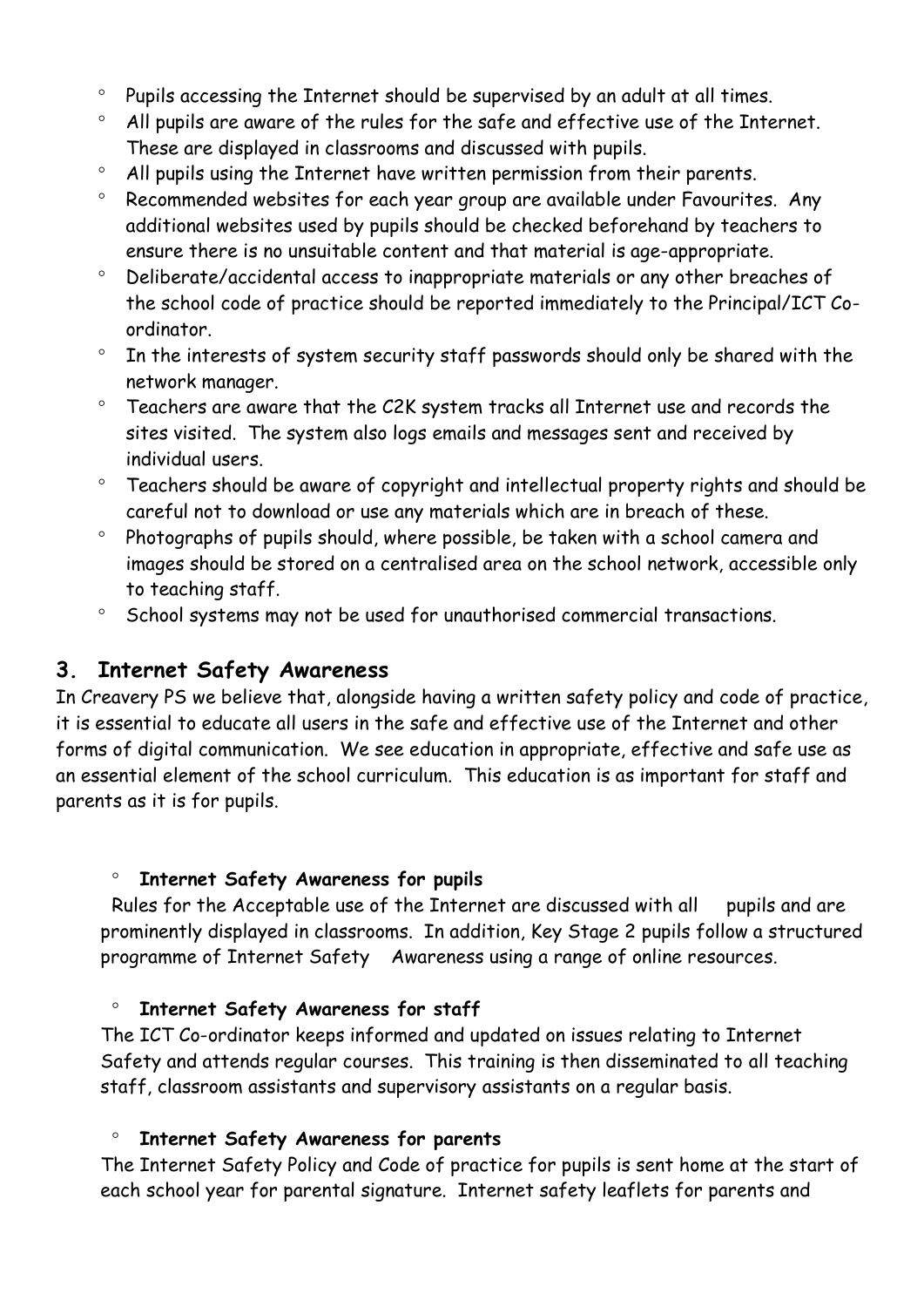- Pupils accessing the Internet should be supervised by an adult at all times.
- All pupils are aware of the rules for the safe and effective use of the Internet. These are displayed in classrooms and discussed with pupils.
- All pupils using the Internet have written permission from their parents.
- Recommended websites for each year group are available under Favourites. Any additional websites used by pupils should be checked beforehand by teachers to ensure there is no unsuitable content and that material is age-appropriate.
- Deliberate/accidental access to inappropriate materials or any other breaches of the school code of practice should be reported immediately to the Principal/ICT Co-ordinator.
- In the interests of system security staff passwords should only be shared with the network manager.
- Teachers are aware that the C2K system tracks all Internet use and records the sites visited. The system also logs emails and messages sent and received by individual users.
- Teachers should be aware of copyright and intellectual property rights and should be careful not to download or use any materials which are in breach of these.
- Photographs of pupils should, where possible, be taken with a school camera and images should be stored on a centralised area on the school network, accessible only to teaching staff.
- School systems may not be used for unauthorised commercial transactions.

## 3. Internet Safety Awareness

In Creavery PS we believe that, alongside having a written safety policy and code of practice, it is essential to educate all users in the safe and effective use of the Internet and other forms of digital communication. We see education in appropriate, effective and safe use as an essential element of the school curriculum. This education is as important for staff and parents as it is for pupils.

- **Internet Safety Awareness for pupils**

Rules for the Acceptable use of the Internet are discussed with all pupils and are prominently displayed in classrooms. In addition, Key Stage 2 pupils follow a structured programme of Internet Safety Awareness using a range of online resources.

- **Internet Safety Awareness for staff**

The ICT Co-ordinator keeps informed and updated on issues relating to Internet Safety and attends regular courses. This training is then disseminated to all teaching staff, classroom assistants and supervisory assistants on a regular basis.

- **Internet Safety Awareness for parents**

The Internet Safety Policy and Code of practice for pupils is sent home at the start of each school year for parental signature. Internet safety leaflets for parents and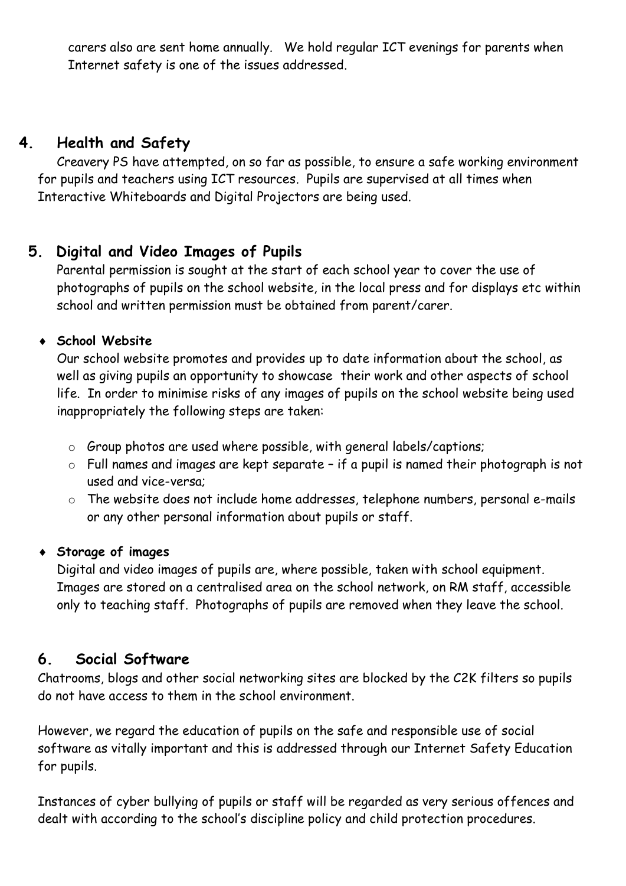carers also are sent home annually. We hold regular ICT evenings for parents when Internet safety is one of the issues addressed.

## 4. Health and Safety

Creavery PS have attempted, on so far as possible, to ensure a safe working environment for pupils and teachers using ICT resources. Pupils are supervised at all times when Interactive Whiteboards and Digital Projectors are being used.

## 5. Digital and Video Images of Pupils

Parental permission is sought at the start of each school year to cover the use of photographs of pupils on the school website, in the local press and for displays etc within school and written permission must be obtained from parent/carer.

- **School Website**

  Our school website promotes and provides up to date information about the school, as well as giving pupils an opportunity to showcase their work and other aspects of school life. In order to minimise risks of any images of pupils on the school website being used inappropriately the following steps are taken:

  - Group photos are used where possible, with general labels/captions;
  - Full names and images are kept separate – if a pupil is named their photograph is not used and vice-versa;
  - The website does not include home addresses, telephone numbers, personal e-mails or any other personal information about pupils or staff.

- **Storage of images**

  Digital and video images of pupils are, where possible, taken with school equipment. Images are stored on a centralised area on the school network, on RM staff, accessible only to teaching staff. Photographs of pupils are removed when they leave the school.

## 6. Social Software

Chatrooms, blogs and other social networking sites are blocked by the C2K filters so pupils do not have access to them in the school environment.

However, we regard the education of pupils on the safe and responsible use of social software as vitally important and this is addressed through our Internet Safety Education for pupils.

Instances of cyber bullying of pupils or staff will be regarded as very serious offences and dealt with according to the school's discipline policy and child protection procedures.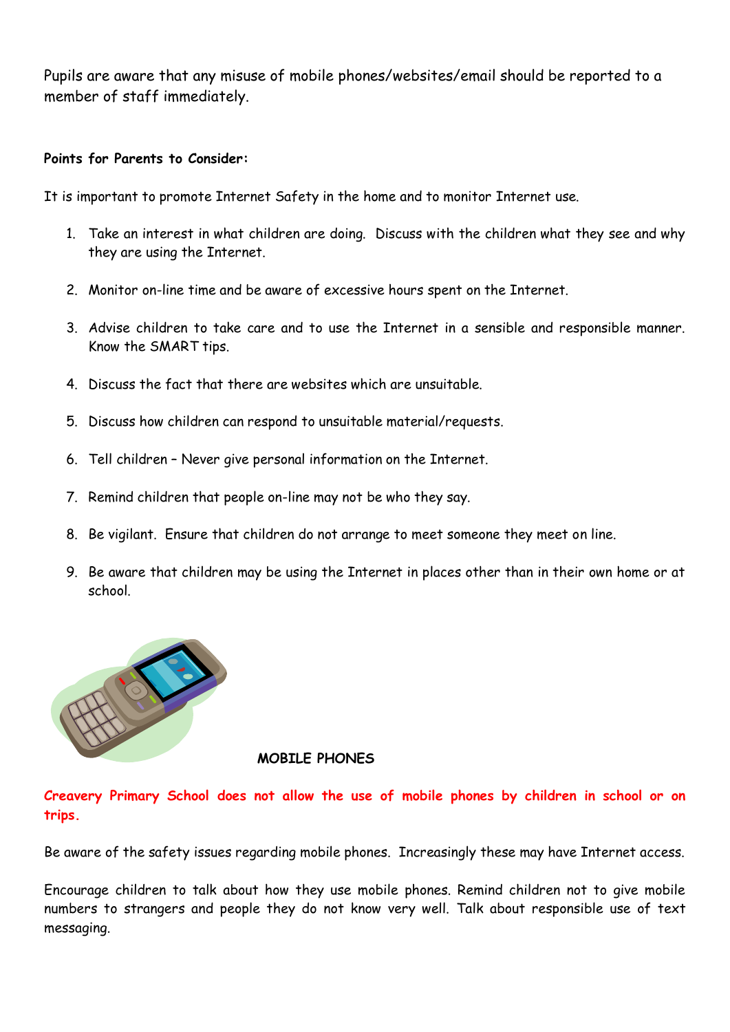Pupils are aware that any misuse of mobile phones/websites/email should be reported to a member of staff immediately.

**Points for Parents to Consider:**

It is important to promote Internet Safety in the home and to monitor Internet use.

1. Take an interest in what children are doing. Discuss with the children what they see and why they are using the Internet.
2. Monitor on-line time and be aware of excessive hours spent on the Internet.
3. Advise children to take care and to use the Internet in a sensible and responsible manner. Know the SMART tips.
4. Discuss the fact that there are websites which are unsuitable.
5. Discuss how children can respond to unsuitable material/requests.
6. Tell children – Never give personal information on the Internet.
7. Remind children that people on-line may not be who they say.
8. Be vigilant. Ensure that children do not arrange to meet someone they meet on line.
9. Be aware that children may be using the Internet in places other than in their own home or at school.

**MOBILE PHONES**

**Creavery Primary School does not allow the use of mobile phones by children in school or on trips.**

Be aware of the safety issues regarding mobile phones. Increasingly these may have Internet access.

Encourage children to talk about how they use mobile phones. Remind children not to give mobile numbers to strangers and people they do not know very well. Talk about responsible use of text messaging.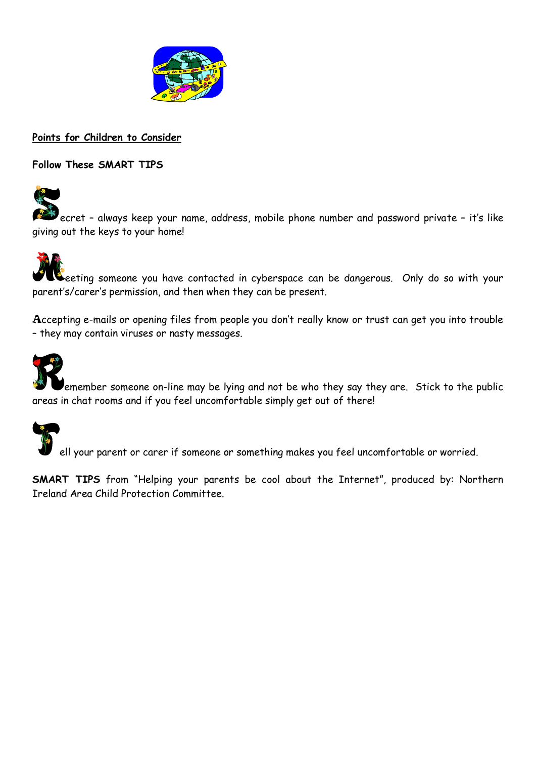<u>**Points for Children to Consider**</u>

**Follow These SMART TIPS**

**S**ecret – always keep your name, address, mobile phone number and password private – it's like giving out the keys to your home!

**M**eeting someone you have contacted in cyberspace can be dangerous. Only do so with your parent's/carer's permission, and then when they can be present.

**A**ccepting e-mails or opening files from people you don't really know or trust can get you into trouble – they may contain viruses or nasty messages.

**R**emember someone on-line may be lying and not be who they say they are. Stick to the public areas in chat rooms and if you feel uncomfortable simply get out of there!

**T**ell your parent or carer if someone or something makes you feel uncomfortable or worried.

**SMART TIPS** from "Helping your parents be cool about the Internet", produced by: Northern Ireland Area Child Protection Committee.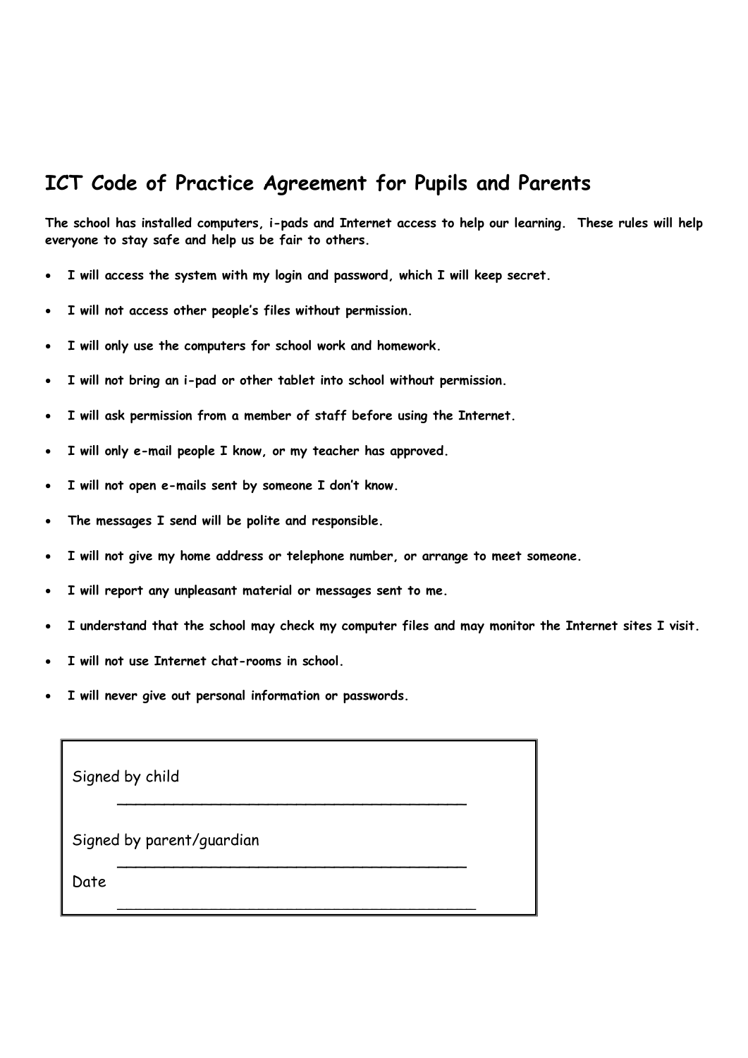## ICT Code of Practice Agreement for Pupils and Parents

**The school has installed computers, i-pads and Internet access to help our learning. These rules will help everyone to stay safe and help us be fair to others.**

- **I will access the system with my login and password, which I will keep secret.**
- **I will not access other people's files without permission.**
- **I will only use the computers for school work and homework.**
- **I will not bring an i-pad or other tablet into school without permission.**
- **I will ask permission from a member of staff before using the Internet.**
- **I will only e-mail people I know, or my teacher has approved.**
- **I will not open e-mails sent by someone I don't know.**
- **The messages I send will be polite and responsible.**
- **I will not give my home address or telephone number, or arrange to meet someone.**
- **I will report any unpleasant material or messages sent to me.**
- **I understand that the school may check my computer files and may monitor the Internet sites I visit.**
- **I will not use Internet chat-rooms in school.**
- **I will never give out personal information or passwords.**

Signed by child

_______________________________________

Signed by parent/guardian

_______________________________________

Date

_______________________________________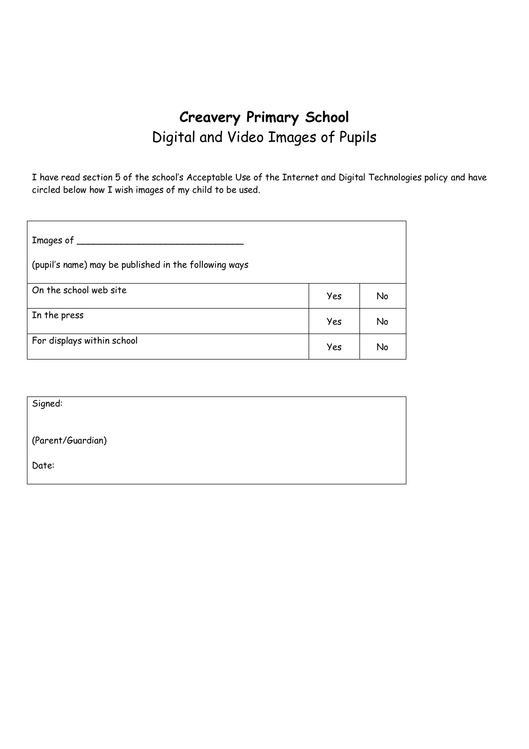# Creavery Primary School

## Digital and Video Images of Pupils

I have read section 5 of the school's Acceptable Use of the Internet and Digital Technologies policy and have circled below how I wish images of my child to be used.

| | | |
|---|---|---|
| Images of _______________________________ (pupil's name) may be published in the following ways | | |
| On the school web site | Yes | No |
| In the press | Yes | No |
| For displays within school | Yes | No |

Signed:

(Parent/Guardian)

Date: